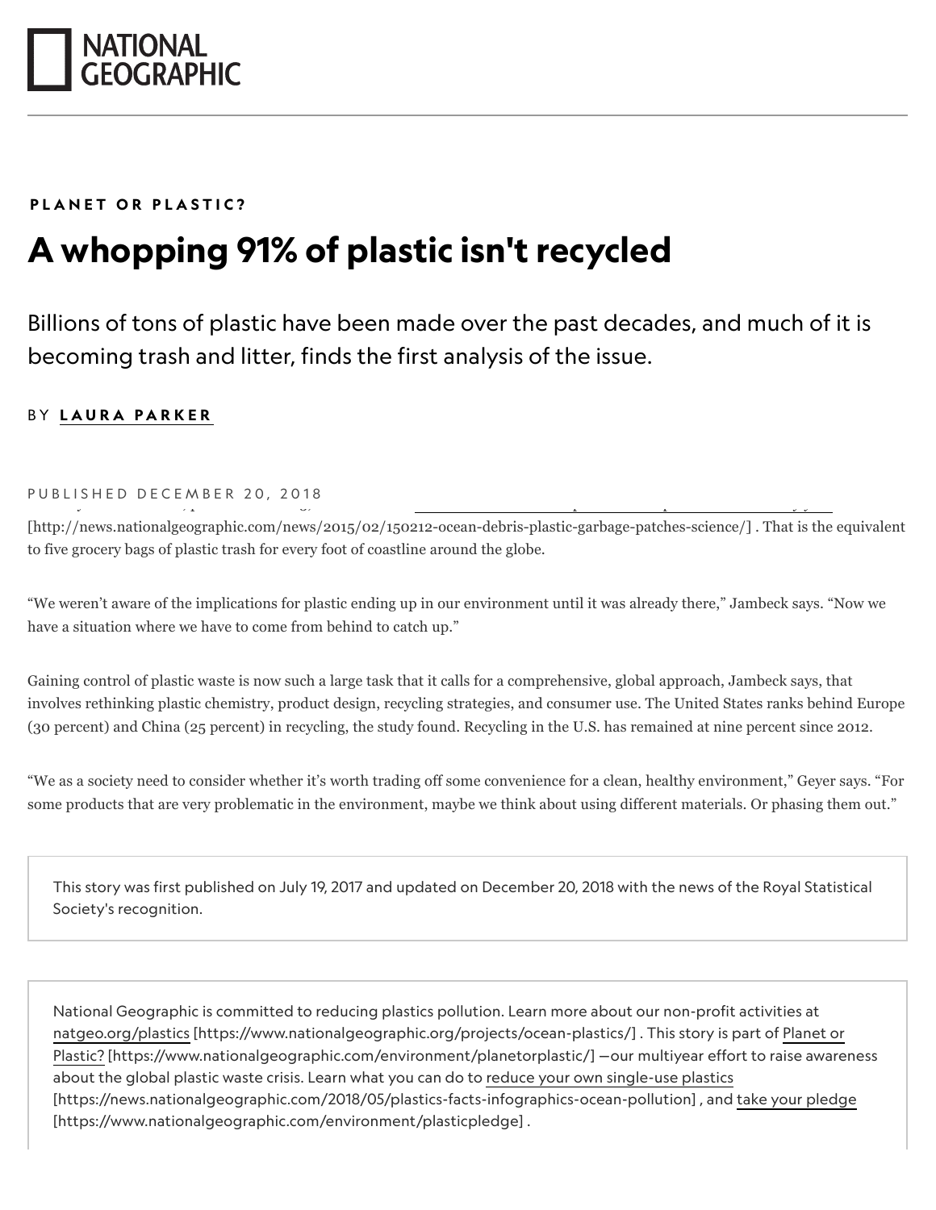PLANET OR PLASTIC?

# A whopping 91% of plastic isn't recycled

Billions of tons of plastic have been made over the past decades, and much of it is becoming trash and litter, finds the first analysis of the issue.

BY **LAURA PARKER**

PUBLISHED DECEMBER 20, 2018

[http://news.nationalgeographic.com/news/2015/02/150212-ocean-debris-plastic-garbage-patches-science/] . That is the equivalent to five grocery bags of plastic trash for every foot of coastline around the globe.

“We weren’t aware of the implications for plastic ending up in our environment until it was already there,” Jambeck says. “Now we have a situation where we have to come from behind to catch up.”

Gaining control of plastic waste is now such a large task that it calls for a comprehensive, global approach, Jambeck says, that involves rethinking plastic chemistry, product design, recycling strategies, and consumer use. The United States ranks behind Europe (30 percent) and China (25 percent) in recycling, the study found. Recycling in the U.S. has remained at nine percent since 2012.

“We as a society need to consider whether it’s worth trading off some convenience for a clean, healthy environment,” Geyer says. “For some products that are very problematic in the environment, maybe we think about using different materials. Or phasing them out.”

> This story was first published on July 19, 2017 and updated on December 20, 2018 with the news of the Royal Statistical Society's recognition.

> National Geographic is committed to reducing plastics pollution. Learn more about our non-profit activities at natgeo.org/plastics [https://www.nationalgeographic.org/projects/ocean-plastics/] . This story is part of Planet or Plastic? [https://www.nationalgeographic.com/environment/planetorplastic/] —our multiyear effort to raise awareness about the global plastic waste crisis. Learn what you can do to reduce your own single-use plastics [https://news.nationalgeographic.com/2018/05/plastics-facts-infographics-ocean-pollution] , and take your pledge [https://www.nationalgeographic.com/environment/plasticpledge] .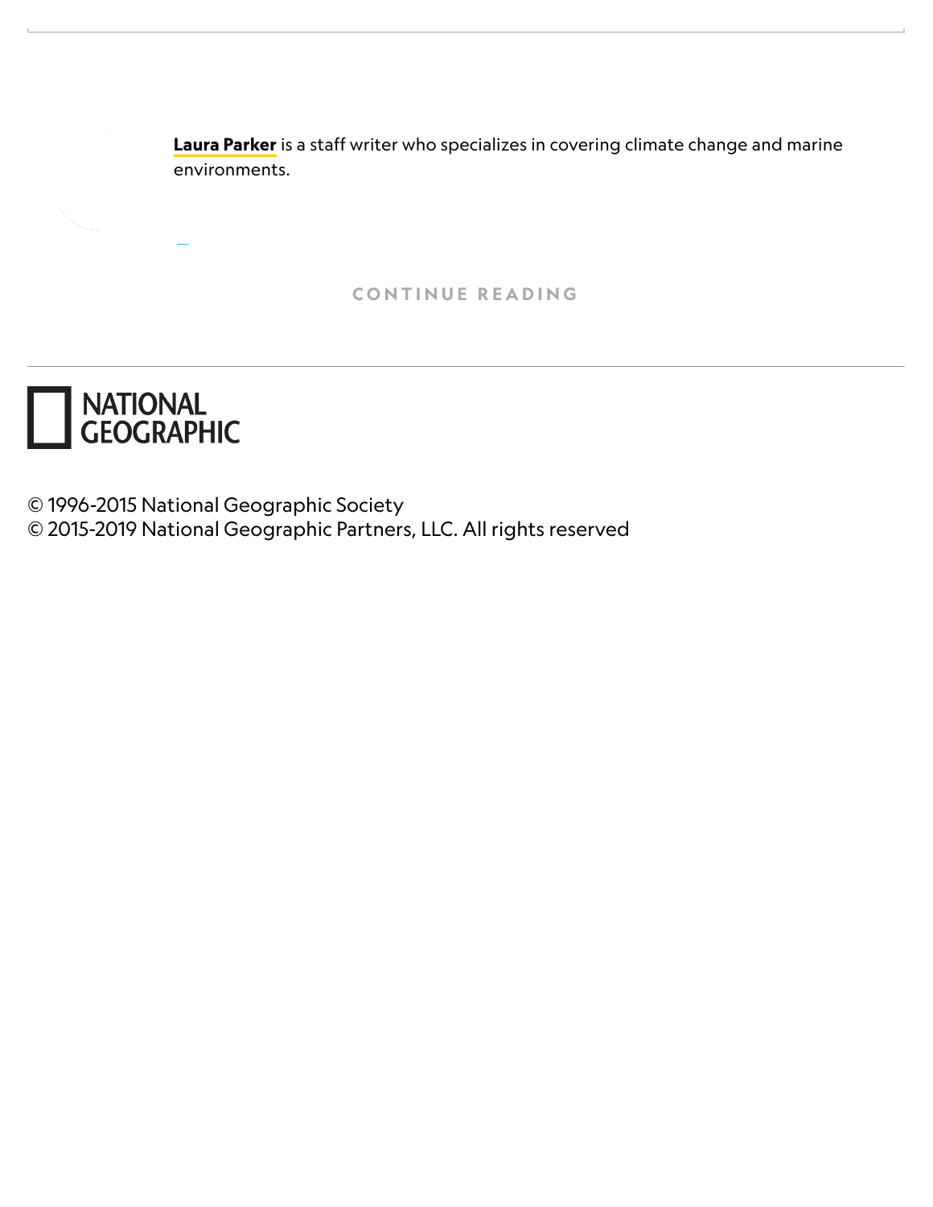**Laura Parker** is a staff writer who specializes in covering climate change and marine environments.

CONTINUE READING

NATIONAL GEOGRAPHIC

© 1996-2015 National Geographic Society
© 2015-2019 National Geographic Partners, LLC. All rights reserved